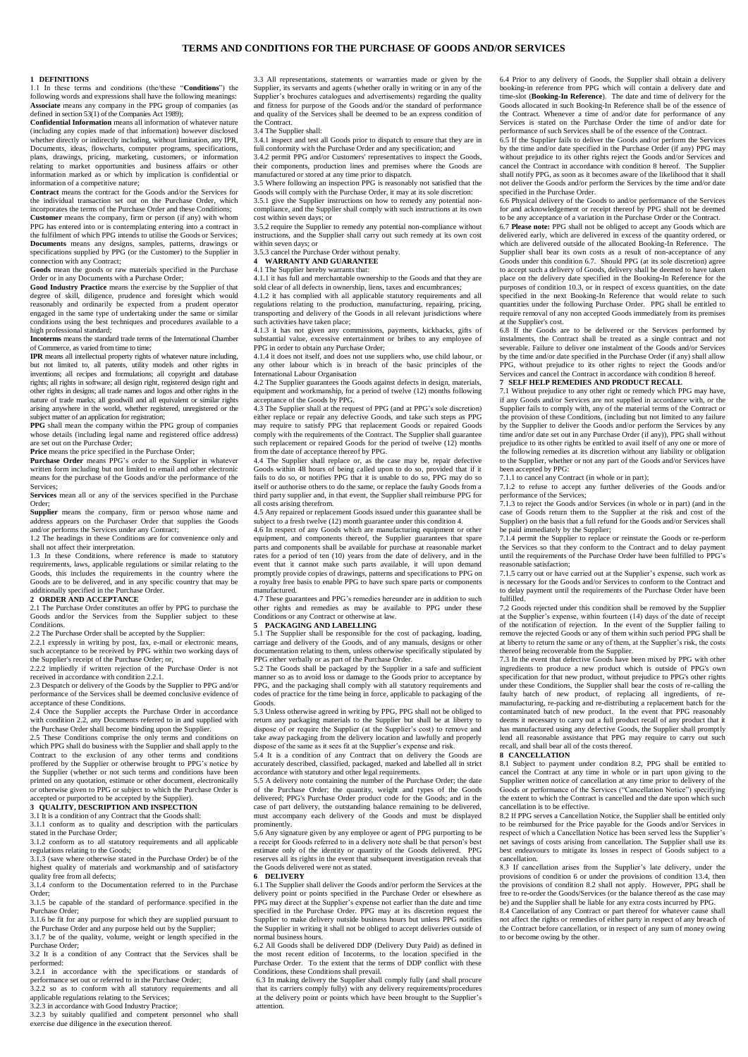# TERMS AND CONDITIONS FOR THE PURCHASE OF GOODS AND/OR SERVICES

## 1 DEFINITIONS

1.1 In these terms and conditions (the/these "**Conditions**") the following words and expressions shall have the following meanings:

**Associate** means any company in the PPG group of companies (as defined in section 53(1) of the Companies Act 1989);

**Confidential Information** means all information of whatever nature (including any copies made of that information) however disclosed whether directly or indirectly including, without limitation, any IPR, Documents, ideas, flowcharts, computer programs, specifications, plans, drawings, pricing, marketing, customers, or information relating to market opportunities and business affairs or other information marked as or which by implication is confidential or information of a competitive nature;

**Contract** means the contract for the Goods and/or the Services for the individual transaction set out on the Purchase Order, which incorporates the terms of the Purchase Order and these Conditions;

**Customer** means the company, firm or person (if any) with whom PPG has entered into or is contemplating entering into a contract in the fulfilment of which PPG intends to utilise the Goods or Services;

**Documents** means any designs, samples, patterns, drawings or specifications supplied by PPG (or the Customer) to the Supplier in connection with any Contract;

**Goods** mean the goods or raw materials specified in the Purchase Order or in any Documents with a Purchase Order;

**Good Industry Practice** means the exercise by the Supplier of that degree of skill, diligence, prudence and foresight which would reasonably and ordinarily be expected from a prudent operator engaged in the same type of undertaking under the same or similar conditions using the best techniques and procedures available to a high professional standard;

**Incoterms** means the standard trade terms of the International Chamber of Commerce, as varied from time to time;

**IPR** means all intellectual property rights of whatever nature including, but not limited to, all patents, utility models and other rights in inventions; all recipes and formulations; all copyright and database rights; all rights in software; all design right, registered design right and other rights in designs; all trade names and logos and other rights in the nature of trade marks; all goodwill and all equivalent or similar rights arising anywhere in the world, whether registered, unregistered or the subject matter of an application for registration;

**PPG** shall mean the company within the PPG group of companies whose details (including legal name and registered office address) are set out on the Purchase Order;

**Price** means the price specified in the Purchase Order;

**Purchase Order** means PPG's order to the Supplier in whatever written form including but not limited to email and other electronic means for the purchase of the Goods and/or the performance of the Services;

**Services** mean all or any of the services specified in the Purchase Order;

**Supplier** means the company, firm or person whose name and address appears on the Purchaser Order that supplies the Goods and/or performs the Services under any Contract;

1.2 The headings in these Conditions are for convenience only and shall not affect their interpretation.

1.3 In these Conditions, where reference is made to statutory requirements, laws, applicable regulations or similar relating to the Goods, this includes the requirements in the country where the Goods are to be delivered, and in any specific country that may be additionally specified in the Purchase Order.

## 2 ORDER AND ACCEPTANCE

2.1 The Purchase Order constitutes an offer by PPG to purchase the Goods and/or the Services from the Supplier subject to these Conditions.

2.2 The Purchase Order shall be accepted by the Supplier:

2.2.1 expressly in writing by post, fax, e-mail or electronic means, such acceptance to be received by PPG within two working days of the Supplier's receipt of the Purchase Order; or,

2.2.2 impliedly if written rejection of the Purchase Order is not received in accordance with condition 2.2.1.

2.3 Despatch or delivery of the Goods by the Supplier to PPG and/or performance of the Services shall be deemed conclusive evidence of acceptance of these Conditions.

2.4 Once the Supplier accepts the Purchase Order in accordance with condition 2.2, any Documents referred to in and supplied with the Purchase Order shall become binding upon the Supplier.

2.5 These Conditions comprise the only terms and conditions on which PPG shall do business with the Supplier and shall apply to the Contract to the exclusion of any other terms and conditions proffered by the Supplier or otherwise brought to PPG's notice by the Supplier (whether or not such terms and conditions have been printed on any quotation, estimate or other document, electronically or otherwise given to PPG or subject to which the Purchase Order is accepted or purported to be accepted by the Supplier).

## 3 QUALITY, DESCRIPTION AND INSPECTION

3.1 It is a condition of any Contract that the Goods shall:

3.1.1 conform as to quality and description with the particulars stated in the Purchase Order;

3.1.2 conform as to all statutory requirements and all applicable regulations relating to the Goods;

3.1.3 (save where otherwise stated in the Purchase Order) be of the highest quality of materials and workmanship and of satisfactory quality free from all defects;

3.1.4 conform to the Documentation referred to in the Purchase Order;

3.1.5 be capable of the standard of performance specified in the Purchase Order;

3.1.6 be fit for any purpose for which they are supplied pursuant to the Purchase Order and any purpose held out by the Supplier;

3.1.7 be of the quality, volume, weight or length specified in the Purchase Order;

3.2 It is a condition of any Contract that the Services shall be performed:

3.2.1 in accordance with the specifications or standards of performance set out or referred to in the Purchase Order;

3.2.2 so as to conform with all statutory requirements and all applicable regulations relating to the Services;

3.2.3 in accordance with Good Industry Practice;

3.2.3 by suitably qualified and competent personnel who shall exercise due diligence in the execution thereof.

3.3 All representations, statements or warranties made or given by the Supplier, its servants and agents (whether orally in writing or in any of the Supplier's brochures catalogues and advertisements) regarding the quality and fitness for purpose of the Goods and/or the standard of performance and quality of the Services shall be deemed to be an express condition of the Contract.

3.4 The Supplier shall:

3.4.1 inspect and test all Goods prior to dispatch to ensure that they are in full conformity with the Purchase Order and any specification; and

3.4.2 permit PPG and/or Customers' representatives to inspect the Goods, their components, production lines and premises where the Goods are manufactured or stored at any time prior to dispatch.

3.5 Where following an inspection PPG is reasonably not satisfied that the Goods will comply with the Purchase Order, it may at its sole discretion:

3.5.1 give the Supplier instructions on how to remedy any potential non-compliance, and the Supplier shall comply with such instructions at its own cost within seven days; or

3.5.2 require the Supplier to remedy any potential non-compliance without instructions, and the Supplier shall carry out such remedy at its own cost within seven days; or

3.5.3 cancel the Purchase Order without penalty.

## 4 WARRANTY AND GUARANTEE

4.1 The Supplier hereby warrants that:

4.1.1 it has full and merchantable ownership to the Goods and that they are sold clear of all defects in ownership, liens, taxes and encumbrances;

4.1.2 it has complied with all applicable statutory requirements and all regulations relating to the production, manufacturing, repairing, pricing, transporting and delivery of the Goods in all relevant jurisdictions where such activities have taken place;

4.1.3 it has not given any commissions, payments, kickbacks, gifts of substantial value, excessive entertainment or bribes to any employee of PPG in order to obtain any Purchase Order;

4.1.4 it does not itself, and does not use suppliers who, use child labour, or any other labour which is in breach of the basic principles of the International Labour Organisation

4.2 The Supplier guarantees the Goods against defects in design, materials, equipment and workmanship, for a period of twelve (12) months following acceptance of the Goods by PPG.

4.3 The Supplier shall at the request of PPG (and at PPG's sole discretion) either replace or repair any defective Goods, and take such steps as PPG may require to satisfy PPG that replacement Goods or repaired Goods comply with the requirements of the Contract. The Supplier shall guarantee such replacement or repaired Goods for the period of twelve (12) months from the date of acceptance thereof by PPG.

4.4 The Supplier shall replace or, as the case may be, repair defective Goods within 48 hours of being called upon to do so, provided that if it fails to do so, or notifies PPG that it is unable to do so, PPG may do so itself or authorise others to do the same, or replace the faulty Goods from a third party supplier and, in that event, the Supplier shall reimburse PPG for all costs arising therefrom.

4.5 Any repaired or replacement Goods issued under this guarantee shall be subject to a fresh twelve (12) month guarantee under this condition 4.

4.6 In respect of any Goods which are manufacturing equipment or other equipment, and components thereof, the Supplier guarantees that spare parts and components shall be available for purchase at reasonable market rates for a period of ten (10) years from the date of delivery, and in the event that it cannot make such parts available, it will upon demand promptly provide copies of drawings, patterns and specifications to PPG on a royalty free basis to enable PPG to have such spare parts or components manufactured.

4.7 These guarantees and PPG's remedies hereunder are in addition to such other rights and remedies as may be available to PPG under these Conditions or any Contract or otherwise at law.

## 5 PACKAGING AND LABELLING

5.1 The Supplier shall be responsible for the cost of packaging, loading, carriage and delivery of the Goods, and of any manuals, designs or other documentation relating to them, unless otherwise specifically stipulated by PPG either verbally or as part of the Purchase Order.

5.2 The Goods shall be packaged by the Supplier in a safe and sufficient manner so as to avoid loss or damage to the Goods prior to acceptance by PPG, and the packaging shall comply with all statutory requirements and codes of practice for the time being in force, applicable to packaging of the Goods.

5.3 Unless otherwise agreed in writing by PPG, PPG shall not be obliged to return any packaging materials to the Supplier but shall be at liberty to dispose of or require the Supplier (at the Supplier's cost) to remove and take away packaging from the delivery location and lawfully and properly dispose of the same as it sees fit at the Supplier's expense and risk.

5.4 It is a condition of any Contract that on delivery the Goods are accurately described, classified, packaged, marked and labelled all in strict accordance with statutory and other legal requirements.

5.5 A delivery note containing the number of the Purchase Order; the date of the Purchase Order; the quantity, weight and types of the Goods delivered; PPG's Purchase Order product code for the Goods; and in the case of part delivery, the outstanding balance remaining to be delivered, must accompany each delivery of the Goods and must be displayed prominently.

5.6 Any signature given by any employee or agent of PPG purporting to be a receipt for Goods referred to in a delivery note shall be that person's best estimate only of the identity or quantity of the Goods delivered. PPG reserves all its rights in the event that subsequent investigation reveals that the Goods delivered were not as stated.

## 6 DELIVERY

6.1 The Supplier shall deliver the Goods and/or perform the Services at the delivery point or points specified in the Purchase Order or elsewhere as PPG may direct at the Supplier's expense not earlier than the date and time specified in the Purchase Order. PPG may at its discretion request the Supplier to make delivery outside business hours but unless PPG notifies the Supplier in writing it shall not be obliged to accept deliveries outside of normal business hours.

6.2 All Goods shall be delivered DDP (Delivery Duty Paid) as defined in the most recent edition of Incoterms, to the location specified in the Purchase Order. To the extent that the terms of DDP conflict with these Conditions, these Conditions shall prevail.

6.3 In making delivery the Supplier shall comply fully (and shall procure that its carriers comply fully) with any delivery requirements/procedures at the delivery point or points which have been brought to the Supplier's attention.

6.4 Prior to any delivery of Goods, the Supplier shall obtain a delivery booking-in reference from PPG which will contain a delivery date and time-slot (**Booking-In Reference**). The date and time of delivery for the Goods allocated in such Booking-In Reference shall be of the essence of the Contract. Whenever a time of and/or date for performance of any Services is stated on the Purchase Order the time of and/or date for performance of such Services shall be of the essence of the Contract.

6.5 If the Supplier fails to deliver the Goods and/or perform the Services by the time and/or date specified in the Purchase Order (if any) PPG may without prejudice to its other rights reject the Goods and/or Services and cancel the Contract in accordance with condition 8 hereof. The Supplier shall notify PPG, as soon as it becomes aware of the likelihood that it shall not deliver the Goods and/or perform the Services by the time and/or date specified in the Purchase Order.

6.6 Physical delivery of the Goods to and/or performance of the Services for and acknowledgement or receipt thereof by PPG shall not be deemed to be any acceptance of a variation in the Purchase Order or the Contract.

6.7 **Please note:** PPG shall not be obliged to accept any Goods which are delivered early, which are delivered in excess of the quantity ordered, or which are delivered outside of the allocated Booking-In Reference. The Supplier shall bear its own costs as a result of non-acceptance of any Goods under this condition 6.7. Should PPG (at its sole discretion) agree to accept such a delivery of Goods, delivery shall be deemed to have taken place on the delivery date specified in the Booking-In Reference for the purposes of condition 10.3, or in respect of excess quantities, on the date specified in the next Booking-In Reference that would relate to such quantities under the following Purchase Order. PPG shall be entitled to require removal of any non accepted Goods immediately from its premises at the Supplier's cost.

6.8 If the Goods are to be delivered or the Services performed by instalments, the Contract shall be treated as a single contract and not severable. Failure to deliver one instalment of the Goods and/or Services by the time and/or date specified in the Purchase Order (if any) shall allow PPG, without prejudice to its other rights to reject the Goods and/or Services and cancel the Contract in accordance with condition 8 hereof.

## 7 SELF HELP REMEDIES AND PRODUCT RECALL

7.1 Without prejudice to any other right or remedy which PPG may have, if any Goods and/or Services are not supplied in accordance with, or the Supplier fails to comply with, any of the material terms of the Contract or the provision of these Conditions, (including but not limited to any failure by the Supplier to deliver the Goods and/or perform the Services by any time and/or date set out in any Purchase Order (if any)), PPG shall without prejudice to its other rights be entitled to avail itself of any one or more of the following remedies at its discretion without any liability or obligation to the Supplier, whether or not any part of the Goods and/or Services have been accepted by PPG:

7.1.1 to cancel any Contract (in whole or in part);

7.1.2 to refuse to accept any further deliveries of the Goods and/or performance of the Services;

7.1.3 to reject the Goods and/or Services (in whole or in part) (and in the case of Goods return them to the Supplier at the risk and cost of the Supplier) on the basis that a full refund for the Goods and/or Services shall be paid immediately by the Supplier;

7.1.4 permit the Supplier to replace or reinstate the Goods or re-perform the Services so that they conform to the Contract and to delay payment until the requirements of the Purchase Order have been fulfilled to PPG's reasonable satisfaction;

7.1.5 carry out or have carried out at the Supplier's expense, such work as is necessary for the Goods and/or Services to conform to the Contract and to delay payment until the requirements of the Purchase Order have been fulfilled.

7.2 Goods rejected under this condition shall be removed by the Supplier at the Supplier's expense, within fourteen (14) days of the date of receipt of the notification of rejection. In the event of the Supplier failing to remove the rejected Goods or any of them within such period PPG shall be at liberty to return the same or any of them, at the Supplier's risk, the costs thereof being recoverable from the Supplier.

7.3 In the event that defective Goods have been mixed by PPG with other ingredients to produce a new product which is outside of PPG's own specification for that new product, without prejudice to PPG's other rights under these Conditions, the Supplier shall bear the costs of re-calling the faulty batch of new product, of replacing all ingredients, of re-manufacturing, re-packing and re-distributing a replacement batch for the contaminated batch of new product. In the event that PPG reasonably deems it necessary to carry out a full product recall of any product that it has manufactured using any defective Goods, the Supplier shall promptly lend all reasonable assistance that PPG may require to carry out such recall, and shall bear all of the costs thereof.

## 8 CANCELLATION

8.1 Subject to payment under condition 8.2, PPG shall be entitled to cancel the Contract at any time in whole or in part upon giving to the Supplier written notice of cancellation at any time prior to delivery of the Goods or performance of the Services ("Cancellation Notice") specifying the extent to which the Contract is cancelled and the date upon which such cancellation is to be effective.

8.2 If PPG serves a Cancellation Notice, the Supplier shall be entitled only to be reimbursed for the Price payable for the Goods and/or Services in respect of which a Cancellation Notice has been served less the Supplier's net savings of costs arising from cancellation. The Supplier shall use its best endeavours to mitigate its losses in respect of Goods subject to a cancellation.

8.3 If cancellation arises from the Supplier's late delivery, under the provisions of condition 6 or under the provisions of condition 13.4, then the provisions of condition 8.2 shall not apply. However, PPG shall be free to re-order the Goods/Services (or the balance thereof as the case may be) and the Supplier shall be liable for any extra costs incurred by PPG.

8.4 Cancellation of any Contract or part thereof for whatever cause shall not affect the rights or remedies of either party in respect of any breach of the Contract before cancellation, or in respect of any sum of money owing to or become owing by the other.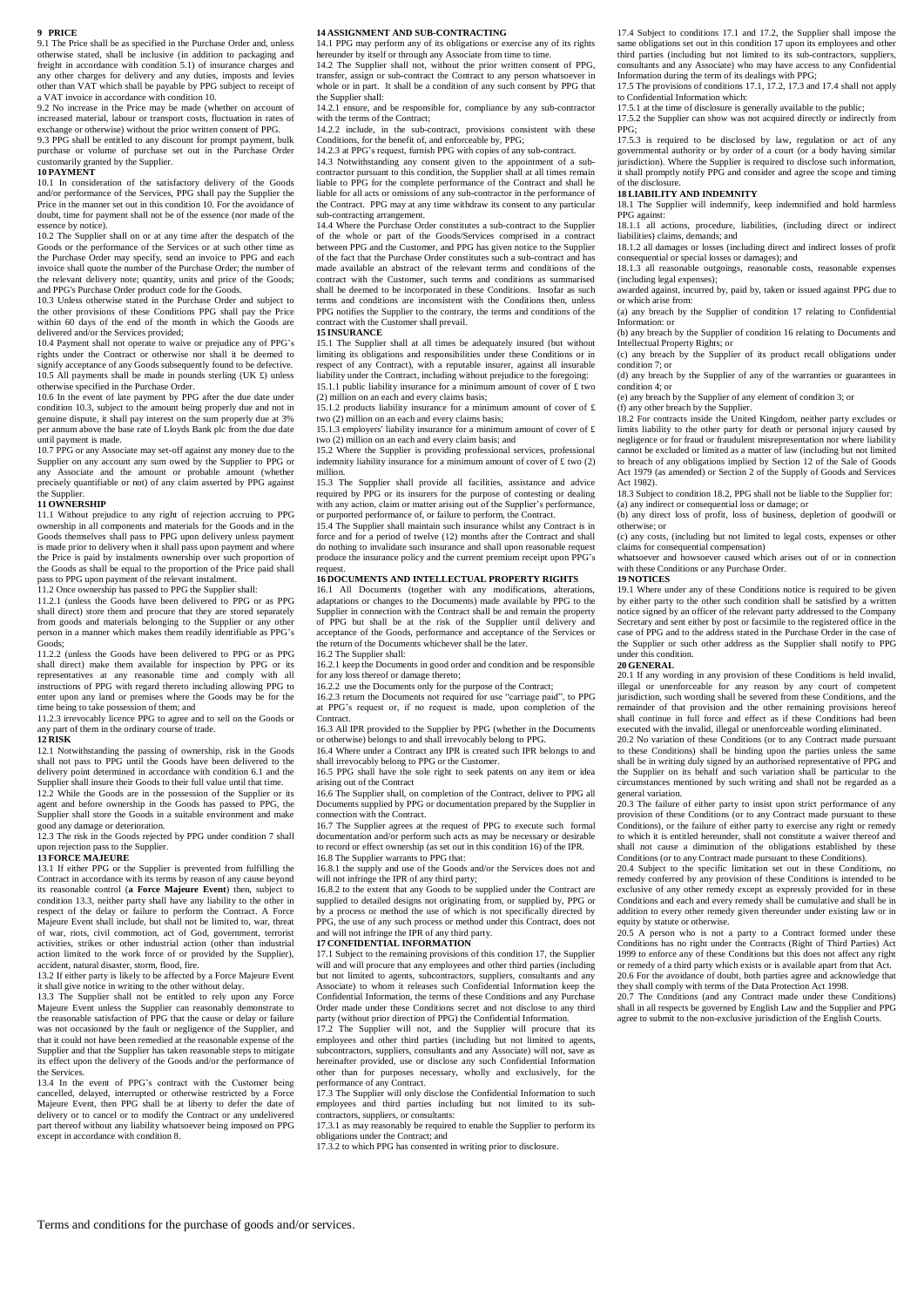## 9 PRICE

9.1 The Price shall be as specified in the Purchase Order and, unless otherwise stated, shall be inclusive (in addition to packaging and freight in accordance with condition 5.1) of insurance charges and any other charges for delivery and any duties, imposts and levies other than VAT which shall be payable by PPG subject to receipt of a VAT invoice in accordance with condition 10.

9.2 No increase in the Price may be made (whether on account of increased material, labour or transport costs, fluctuation in rates of exchange or otherwise) without the prior written consent of PPG.

9.3 PPG shall be entitled to any discount for prompt payment, bulk purchase or volume of purchase set out in the Purchase Order customarily granted by the Supplier.

## 10 PAYMENT

10.1 In consideration of the satisfactory delivery of the Goods and/or performance of the Services, PPG shall pay the Supplier the Price in the manner set out in this condition 10. For the avoidance of doubt, time for payment shall not be of the essence (nor made of the essence by notice).

10.2 The Supplier shall on or at any time after the despatch of the Goods or the performance of the Services or at such other time as the Purchase Order may specify, send an invoice to PPG and each invoice shall quote the number of the Purchase Order; the number of the relevant delivery note; quantity, units and price of the Goods; and PPG's Purchase Order product code for the Goods.

10.3 Unless otherwise stated in the Purchase Order and subject to the other provisions of these Conditions PPG shall pay the Price within 60 days of the end of the month in which the Goods are delivered and/or the Services provided;

10.4 Payment shall not operate to waive or prejudice any of PPG's rights under the Contract or otherwise nor shall it be deemed to signify acceptance of any Goods subsequently found to be defective.

10.5 All payments shall be made in pounds sterling (UK £) unless otherwise specified in the Purchase Order.

10.6 In the event of late payment by PPG after the due date under condition 10.3, subject to the amount being properly due and not in genuine dispute, it shall pay interest on the sum properly due at 3% per annum above the base rate of Lloyds Bank plc from the due date until payment is made.

10.7 PPG or any Associate may set-off against any money due to the Supplier on any account any sum owed by the Supplier to PPG or any Associate and the amount or probable amount (whether precisely quantifiable or not) of any claim asserted by PPG against the Supplier.

## 11 OWNERSHIP

11.1 Without prejudice to any right of rejection accruing to PPG ownership in all components and materials for the Goods and in the Goods themselves shall pass to PPG upon delivery unless payment is made prior to delivery when it shall pass upon payment and where the Price is paid by instalments ownership over such proportion of the Goods as shall be equal to the proportion of the Price paid shall pass to PPG upon payment of the relevant instalment.

11.2 Once ownership has passed to PPG the Supplier shall:

11.2.1 (unless the Goods have been delivered to PPG or as PPG shall direct) store them and procure that they are stored separately from goods and materials belonging to the Supplier or any other person in a manner which makes them readily identifiable as PPG's Goods;

11.2.2 (unless the Goods have been delivered to PPG or as PPG shall direct) make them available for inspection by PPG or its representatives at any reasonable time and comply with all instructions of PPG with regard thereto including allowing PPG to enter upon any land or premises where the Goods may be for the time being to take possession of them; and

11.2.3 irrevocably licence PPG to agree and to sell on the Goods or any part of them in the ordinary course of trade.

## 12 RISK

12.1 Notwithstanding the passing of ownership, risk in the Goods shall not pass to PPG until the Goods have been delivered to the delivery point determined in accordance with condition 6.1 and the Supplier shall insure their Goods to their full value until that time.

12.2 While the Goods are in the possession of the Supplier or its agent and before ownership in the Goods has passed to PPG, the Supplier shall store the Goods in a suitable environment and make good any damage or deterioration.

12.3 The risk in the Goods rejected by PPG under condition 7 shall upon rejection pass to the Supplier.

## 13 FORCE MAJEURE

13.1 If either PPG or the Supplier is prevented from fulfilling the Contract in accordance with its terms by reason of any cause beyond its reasonable control (**a Force Majeure Event**) then, subject to condition 13.3, neither party shall have any liability to the other in respect of the delay or failure to perform the Contract. A Force Majeure Event shall include, but shall not be limited to, war, threat of war, riots, civil commotion, act of God, government, terrorist activities, strikes or other industrial action (other than industrial action limited to the work force of or provided by the Supplier), accident, natural disaster, storm, flood, fire.

13.2 If either party is likely to be affected by a Force Majeure Event it shall give notice in writing to the other without delay.

13.3 The Supplier shall not be entitled to rely upon any Force Majeure Event unless the Supplier can reasonably demonstrate to the reasonable satisfaction of PPG that the cause or delay or failure was not occasioned by the fault or negligence of the Supplier, and that it could not have been remedied at the reasonable expense of the Supplier and that the Supplier has taken reasonable steps to mitigate its effect upon the delivery of the Goods and/or the performance of the Services.

13.4 In the event of PPG's contract with the Customer being cancelled, delayed, interrupted or otherwise restricted by a Force Majeure Event, then PPG shall be at liberty to defer the date of delivery or to cancel or to modify the Contract or any undelivered part thereof without any liability whatsoever being imposed on PPG except in accordance with condition 8.

## 14 ASSIGNMENT AND SUB-CONTRACTING

14.1 PPG may perform any of its obligations or exercise any of its rights hereunder by itself or through any Associate from time to time.

14.2 The Supplier shall not, without the prior written consent of PPG, transfer, assign or sub-contract the Contract to any person whatsoever in whole or in part. It shall be a condition of any such consent by PPG that the Supplier shall:

14.2.1 ensure, and be responsible for, compliance by any sub-contractor with the terms of the Contract;

14.2.2 include, in the sub-contract, provisions consistent with these Conditions, for the benefit of, and enforceable by, PPG;

14.2.3 at PPG's request, furnish PPG with copies of any sub-contract.

14.3 Notwithstanding any consent given to the appointment of a sub-contractor pursuant to this condition, the Supplier shall at all times remain liable to PPG for the complete performance of the Contract and shall be liable for all acts or omissions of any sub-contractor in the performance of the Contract. PPG may at any time withdraw its consent to any particular sub-contracting arrangement.

14.4 Where the Purchase Order constitutes a sub-contract to the Supplier of the whole or part of the Goods/Services comprised in a contract between PPG and the Customer, and PPG has given notice to the Supplier of the fact that the Purchase Order constitutes such a sub-contract and has made available an abstract of the relevant terms and conditions of the contract with the Customer, such terms and conditions as summarised shall be deemed to be incorporated in these Conditions. Insofar as such terms and conditions are inconsistent with the Conditions then, unless PPG notifies the Supplier to the contrary, the terms and conditions of the contract with the Customer shall prevail.

## 15 INSURANCE

15.1 The Supplier shall at all times be adequately insured (but without limiting its obligations and responsibilities under these Conditions or in respect of any Contract), with a reputable insurer, against all insurable liability under the Contract, including without prejudice to the foregoing:

15.1.1 public liability insurance for a minimum amount of cover of £ two (2) million on an each and every claims basis;

15.1.2 products liability insurance for a minimum amount of cover of £ two (2) million on an each and every claims basis;

15.1.3 employers' liability insurance for a minimum amount of cover of £ two (2) million on an each and every claim basis; and

15.2 Where the Supplier is providing professional services, professional indemnity liability insurance for a minimum amount of cover of £ two (2) million.

15.3 The Supplier shall provide all facilities, assistance and advice required by PPG or its insurers for the purpose of contesting or dealing with any action, claim or matter arising out of the Supplier's performance, or purported performance of, or failure to perform, the Contract.

15.4 The Supplier shall maintain such insurance whilst any Contract is in force and for a period of twelve (12) months after the Contract and shall do nothing to invalidate such insurance and shall upon reasonable request produce the insurance policy and the current premium receipt upon PPG's request.

## 16 DOCUMENTS AND INTELLECTUAL PROPERTY RIGHTS

16.1 All Documents (together with any modifications, alterations, adaptations or changes to the Documents) made available by PPG to the Supplier in connection with the Contract shall be and remain the property of PPG but shall be at the risk of the Supplier until delivery and acceptance of the Goods, performance and acceptance of the Services or the return of the Documents whichever shall be the later.

16.2 The Supplier shall:

16.2.1 keep the Documents in good order and condition and be responsible for any loss thereof or damage thereto;

16.2.2 use the Documents only for the purpose of the Contract;

16.2.3 return the Documents not required for use "carriage paid", to PPG at PPG's request or, if no request is made, upon completion of the Contract.

16.3 All IPR provided to the Supplier by PPG (whether in the Documents or otherwise) belongs to and shall irrevocably belong to PPG.

16.4 Where under a Contract any IPR is created such IPR belongs to and shall irrevocably belong to PPG or the Customer.

16.5 PPG shall have the sole right to seek patents on any item or idea arising out of the Contract

16.6 The Supplier shall, on completion of the Contract, deliver to PPG all Documents supplied by PPG or documentation prepared by the Supplier in connection with the Contract.

16.7 The Supplier agrees at the request of PPG to execute such formal documentation and/or perform such acts as may be necessary or desirable to record or effect ownership (as set out in this condition 16) of the IPR.

16.8 The Supplier warrants to PPG that:

16.8.1 the supply and use of the Goods and/or the Services does not and will not infringe the IPR of any third party;

16.8.2 to the extent that any Goods to be supplied under the Contract are supplied to detailed designs not originating from, or supplied by, PPG or by a process or method the use of which is not specifically directed by PPG, the use of any such process or method under this Contract, does not and will not infringe the IPR of any third party.

## 17 CONFIDENTIAL INFORMATION

17.1 Subject to the remaining provisions of this condition 17, the Supplier will and will procure that any employees and other third parties (including but not limited to agents, subcontractors, suppliers, consultants and any Associate) to whom it releases such Confidential Information keep the Confidential Information, the terms of these Conditions and any Purchase Order made under these Conditions secret and not disclose to any third party (without prior direction of PPG) the Confidential Information.

17.2 The Supplier will not, and the Supplier will procure that its employees and other third parties (including but not limited to agents, subcontractors, suppliers, consultants and any Associate) will not, save as hereinafter provided, use or disclose any such Confidential Information other than for purposes necessary, wholly and exclusively, for the performance of any Contract.

17.3 The Supplier will only disclose the Confidential Information to such employees and third parties including but not limited to its sub-contractors, suppliers, or consultants:

17.3.1 as may reasonably be required to enable the Supplier to perform its obligations under the Contract; and

17.3.2 to which PPG has consented in writing prior to disclosure.

17.4 Subject to conditions 17.1 and 17.2, the Supplier shall impose the same obligations set out in this condition 17 upon its employees and other third parties (including but not limited to its sub-contractors, suppliers, consultants and any Associate) who may have access to any Confidential Information during the term of its dealings with PPG;

17.5 The provisions of conditions 17.1, 17.2, 17.3 and 17.4 shall not apply to Confidential Information which:

17.5.1 at the time of disclosure is generally available to the public;

17.5.2 the Supplier can show was not acquired directly or indirectly from PPG;

17.5.3 is required to be disclosed by law, regulation or act of any governmental authority or by order of a court (or a body having similar jurisdiction). Where the Supplier is required to disclose such information, it shall promptly notify PPG and consider and agree the scope and timing of the disclosure.

## 18 LIABILITY AND INDEMNITY

18.1 The Supplier will indemnify, keep indemnified and hold harmless PPG against:

18.1.1 all actions, procedure, liabilities, (including direct or indirect liabilities) claims, demands; and

18.1.2 all damages or losses (including direct and indirect losses of profit consequential or special losses or damages); and

18.1.3 all reasonable outgoings, reasonable costs, reasonable expenses (including legal expenses);

awarded against, incurred by, paid by, taken or issued against PPG due to or which arise from:

(a) any breach by the Supplier of condition 17 relating to Confidential Information: or

(b) any breach by the Supplier of condition 16 relating to Documents and Intellectual Property Rights; or

(c) any breach by the Supplier of its product recall obligations under condition 7; or

(d) any breach by the Supplier of any of the warranties or guarantees in condition 4; or

(e) any breach by the Supplier of any element of condition 3; or

(f) any other breach by the Supplier.

18.2 For contracts inside the United Kingdom, neither party excludes or limits liability to the other party for death or personal injury caused by negligence or for fraud or fraudulent misrepresentation nor where liability cannot be excluded or limited as a matter of law (including but not limited to breach of any obligations implied by Section 12 of the Sale of Goods Act 1979 (as amended) or Section 2 of the Supply of Goods and Services Act 1982).

18.3 Subject to condition 18.2, PPG shall not be liable to the Supplier for:

(a) any indirect or consequential loss or damage; or

(b) any direct loss of profit, loss of business, depletion of goodwill or otherwise; or

(c) any costs, (including but not limited to legal costs, expenses or other claims for consequential compensation)

whatsoever and howsoever caused which arises out of or in connection with these Conditions or any Purchase Order.

## 19 NOTICES

19.1 Where under any of these Conditions notice is required to be given by either party to the other such condition shall be satisfied by a written notice signed by an officer of the relevant party addressed to the Company Secretary and sent either by post or facsimile to the registered office in the case of PPG and to the address stated in the Purchase Order in the case of the Supplier or such other address as the Supplier shall notify to PPG under this condition.

## 20 GENERAL

20.1 If any wording in any provision of these Conditions is held invalid, illegal or unenforceable for any reason by any court of competent jurisdiction, such wording shall be severed from these Conditions, and the remainder of that provision and the other remaining provisions hereof shall continue in full force and effect as if these Conditions had been executed with the invalid, illegal or unenforceable wording eliminated.

20.2 No variation of these Conditions (or to any Contract made pursuant to these Conditions) shall be binding upon the parties unless the same shall be in writing duly signed by an authorised representative of PPG and the Supplier on its behalf and such variation shall be particular to the circumstances mentioned by such writing and shall not be regarded as a general variation.

20.3 The failure of either party to insist upon strict performance of any provision of these Conditions (or to any Contract made pursuant to these Conditions), or the failure of either party to exercise any right or remedy to which it is entitled hereunder, shall not constitute a waiver thereof and shall not cause a diminution of the obligations established by these Conditions (or to any Contract made pursuant to these Conditions).

20.4 Subject to the specific limitation set out in these Conditions, no remedy conferred by any provision of these Conditions is intended to be exclusive of any other remedy except as expressly provided for in these Conditions and each and every remedy shall be cumulative and shall be in addition to every other remedy given thereunder existing law or in equity by statute or otherwise.

20.5 A person who is not a party to a Contract formed under these Conditions has no right under the Contracts (Right of Third Parties) Act 1999 to enforce any of these Conditions but this does not affect any right or remedy of a third party which exists or is available apart from that Act.

20.6 For the avoidance of doubt, both parties agree and acknowledge that they shall comply with terms of the Data Protection Act 1998.

20.7 The Conditions (and any Contract made under these Conditions) shall in all respects be governed by English Law and the Supplier and PPG agree to submit to the non-exclusive jurisdiction of the English Courts.

Terms and conditions for the purchase of goods and/or services.